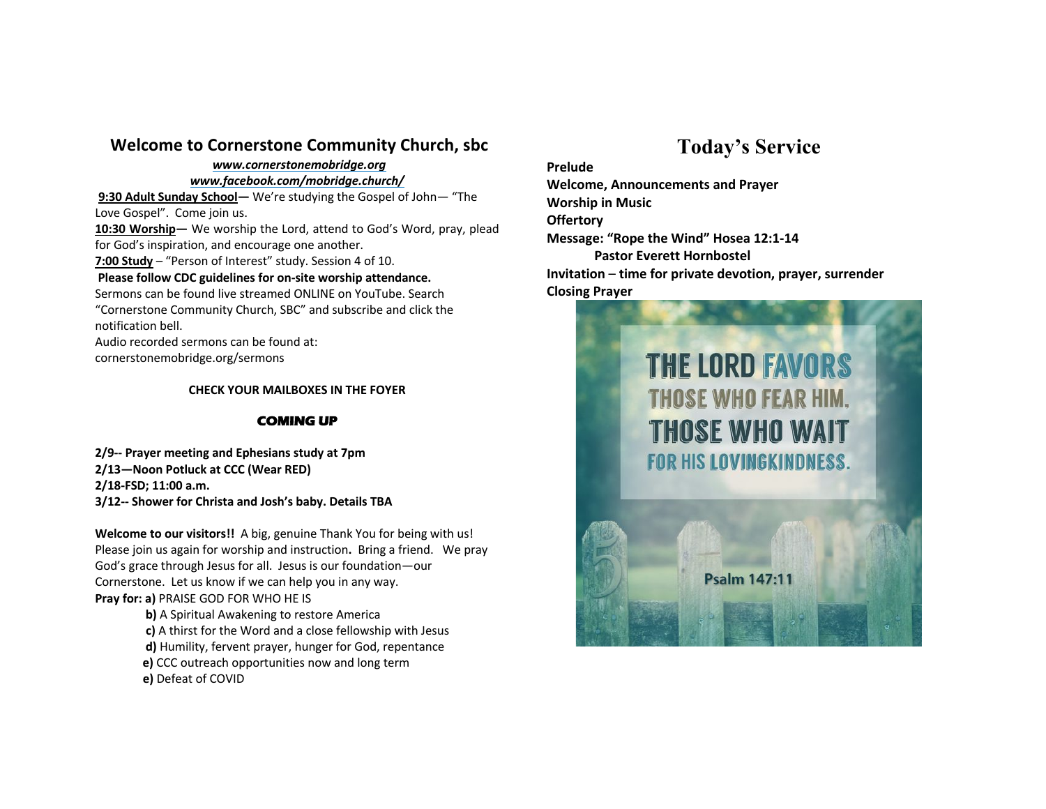## Welcome to Cornerstone Community Church, sbc

***www.cornerstonemobridge.org***

***www.facebook.com/mobridge.church/***

**9:30 Adult Sunday School—** We're studying the Gospel of John— "The Love Gospel". Come join us.

**10:30 Worship—** We worship the Lord, attend to God's Word, pray, plead for God's inspiration, and encourage one another.

**7:00 Study** – "Person of Interest" study. Session 4 of 10.

**Please follow CDC guidelines for on-site worship attendance.**

Sermons can be found live streamed ONLINE on YouTube. Search "Cornerstone Community Church, SBC" and subscribe and click the notification bell.

Audio recorded sermons can be found at: cornerstonemobridge.org/sermons

**CHECK YOUR MAILBOXES IN THE FOYER**

### COMING UP

**2/9-- Prayer meeting and Ephesians study at 7pm**
**2/13—Noon Potluck at CCC (Wear RED)**
**2/18-FSD; 11:00 a.m.**
**3/12-- Shower for Christa and Josh's baby. Details TBA**

**Welcome to our visitors!!** A big, genuine Thank You for being with us! Please join us again for worship and instruction**.** Bring a friend. We pray God's grace through Jesus for all. Jesus is our foundation—our Cornerstone. Let us know if we can help you in any way.

**Pray for: a)** PRAISE GOD FOR WHO HE IS
- **b)** A Spiritual Awakening to restore America
- **c)** A thirst for the Word and a close fellowship with Jesus
- **d)** Humility, fervent prayer, hunger for God, repentance
- **e)** CCC outreach opportunities now and long term
- **e)** Defeat of COVID

# Today's Service

**Prelude**
**Welcome, Announcements and Prayer**
**Worship in Music**
**Offertory**
**Message: "Rope the Wind" Hosea 12:1-14**
**Pastor Everett Hornbostel**
**Invitation** – **time for private devotion, prayer, surrender**
**Closing Prayer**

THE LORD FAVORS THOSE WHO FEAR HIM. THOSE WHO WAIT FOR HIS LOVINGKINDNESS.

Psalm 147:11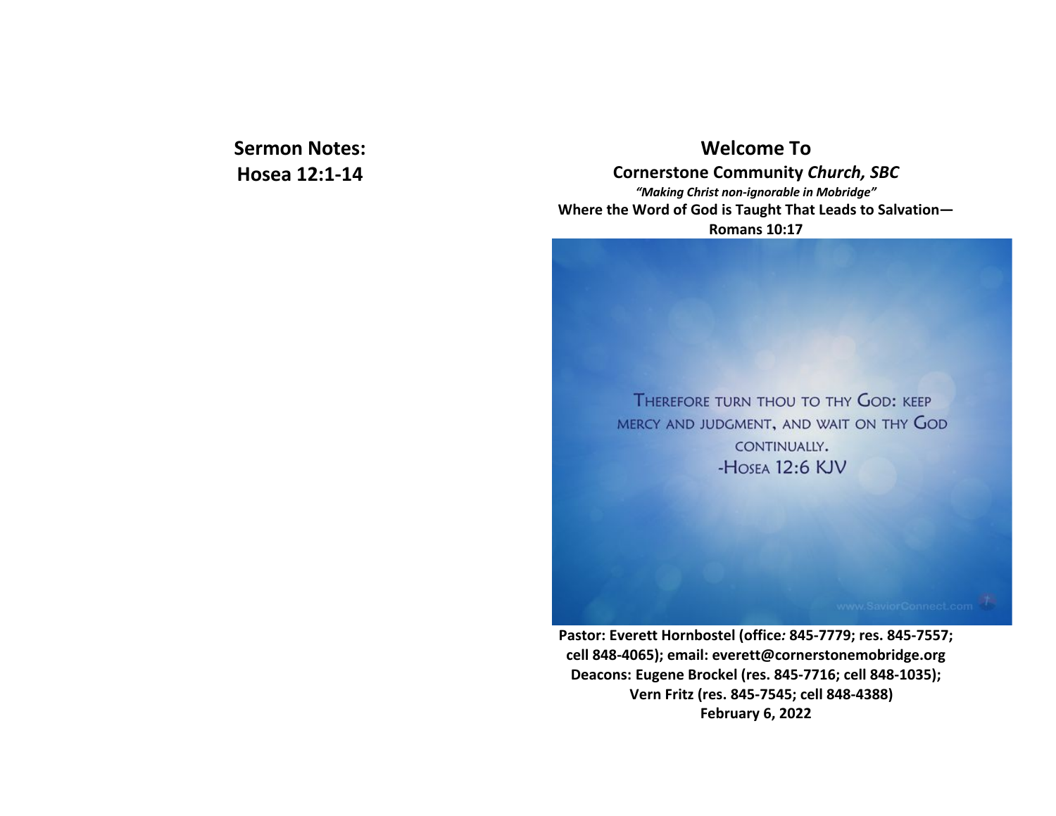**Sermon Notes:**
**Hosea 12:1-14**

# Welcome To

## Cornerstone Community *Church, SBC*

*"Making Christ non-ignorable in Mobridge"*

**Where the Word of God is Taught That Leads to Salvation—Romans 10:17**

Therefore turn thou to thy God: keep mercy and judgment, and wait on thy God continually.
-Hosea 12:6 KJV

www.SaviorConnect.com

**Pastor: Everett Hornbostel (office: 845-7779; res. 845-7557; cell 848-4065); email: everett@cornerstonemobridge.org**
**Deacons: Eugene Brockel (res. 845-7716; cell 848-1035); Vern Fritz (res. 845-7545; cell 848-4388)**
**February 6, 2022**